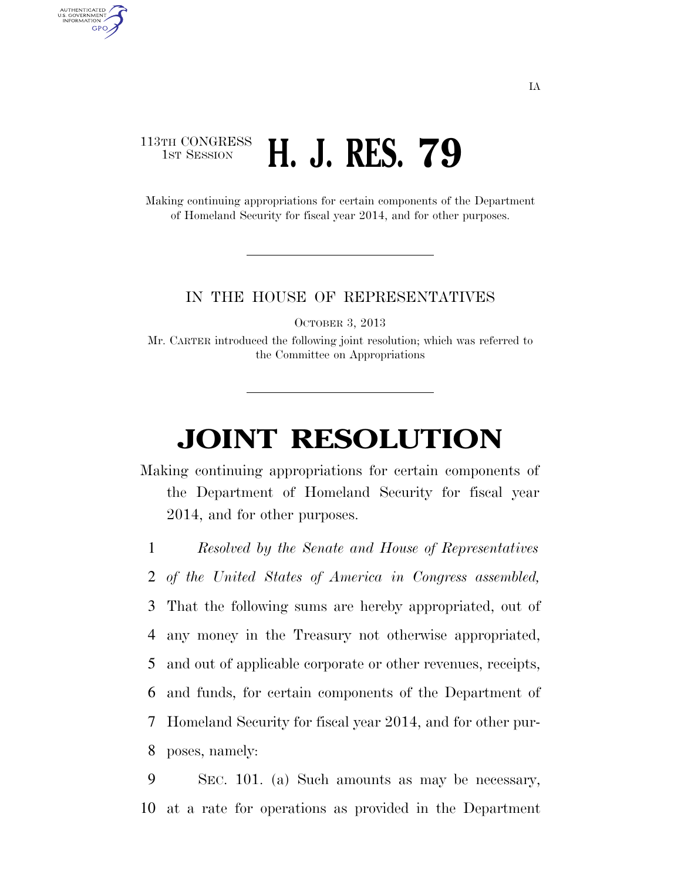IA

113TH CONGRESS
1ST SESSION

# H. J. RES. 79

Making continuing appropriations for certain components of the Department of Homeland Security for fiscal year 2014, and for other purposes.

---

IN THE HOUSE OF REPRESENTATIVES

OCTOBER 3, 2013

Mr. CARTER introduced the following joint resolution; which was referred to the Committee on Appropriations

---

# JOINT RESOLUTION

Making continuing appropriations for certain components of the Department of Homeland Security for fiscal year 2014, and for other purposes.

1 *Resolved by the Senate and House of Representatives*
2 *of the United States of America in Congress assembled,*
3 That the following sums are hereby appropriated, out of
4 any money in the Treasury not otherwise appropriated,
5 and out of applicable corporate or other revenues, receipts,
6 and funds, for certain components of the Department of
7 Homeland Security for fiscal year 2014, and for other pur-
8 poses, namely:

9 SEC. 101. (a) Such amounts as may be necessary,
10 at a rate for operations as provided in the Department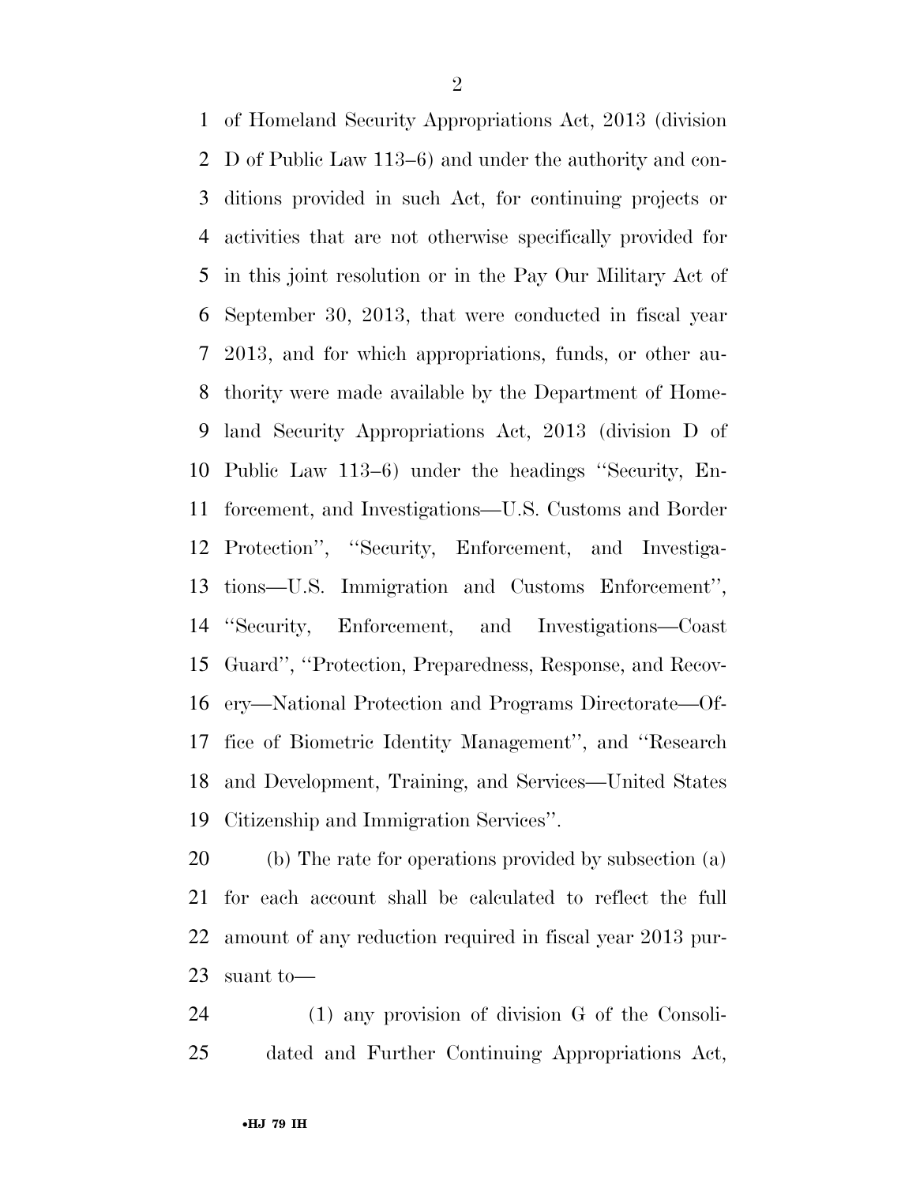of Homeland Security Appropriations Act, 2013 (division D of Public Law 113–6) and under the authority and conditions provided in such Act, for continuing projects or activities that are not otherwise specifically provided for in this joint resolution or in the Pay Our Military Act of September 30, 2013, that were conducted in fiscal year 2013, and for which appropriations, funds, or other authority were made available by the Department of Homeland Security Appropriations Act, 2013 (division D of Public Law 113–6) under the headings ''Security, Enforcement, and Investigations—U.S. Customs and Border Protection'', ''Security, Enforcement, and Investigations—U.S. Immigration and Customs Enforcement'', ''Security, Enforcement, and Investigations—Coast Guard'', ''Protection, Preparedness, Response, and Recovery—National Protection and Programs Directorate—Office of Biometric Identity Management'', and ''Research and Development, Training, and Services—United States Citizenship and Immigration Services''.

(b) The rate for operations provided by subsection (a) for each account shall be calculated to reflect the full amount of any reduction required in fiscal year 2013 pursuant to—

(1) any provision of division G of the Consolidated and Further Continuing Appropriations Act,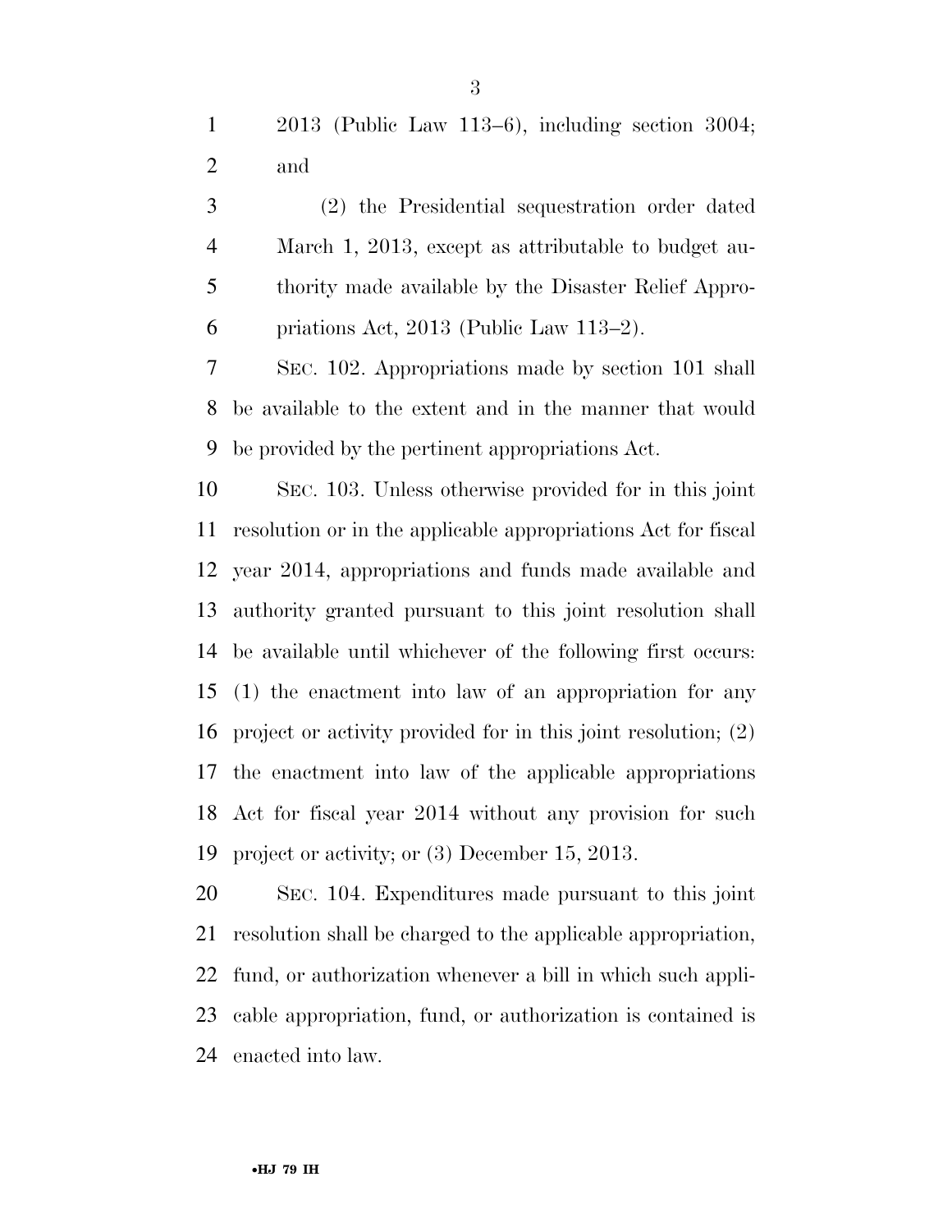2013 (Public Law 113–6), including section 3004; and

(2) the Presidential sequestration order dated March 1, 2013, except as attributable to budget authority made available by the Disaster Relief Appropriations Act, 2013 (Public Law 113–2).

SEC. 102. Appropriations made by section 101 shall be available to the extent and in the manner that would be provided by the pertinent appropriations Act.

SEC. 103. Unless otherwise provided for in this joint resolution or in the applicable appropriations Act for fiscal year 2014, appropriations and funds made available and authority granted pursuant to this joint resolution shall be available until whichever of the following first occurs: (1) the enactment into law of an appropriation for any project or activity provided for in this joint resolution; (2) the enactment into law of the applicable appropriations Act for fiscal year 2014 without any provision for such project or activity; or (3) December 15, 2013.

SEC. 104. Expenditures made pursuant to this joint resolution shall be charged to the applicable appropriation, fund, or authorization whenever a bill in which such applicable appropriation, fund, or authorization is contained is enacted into law.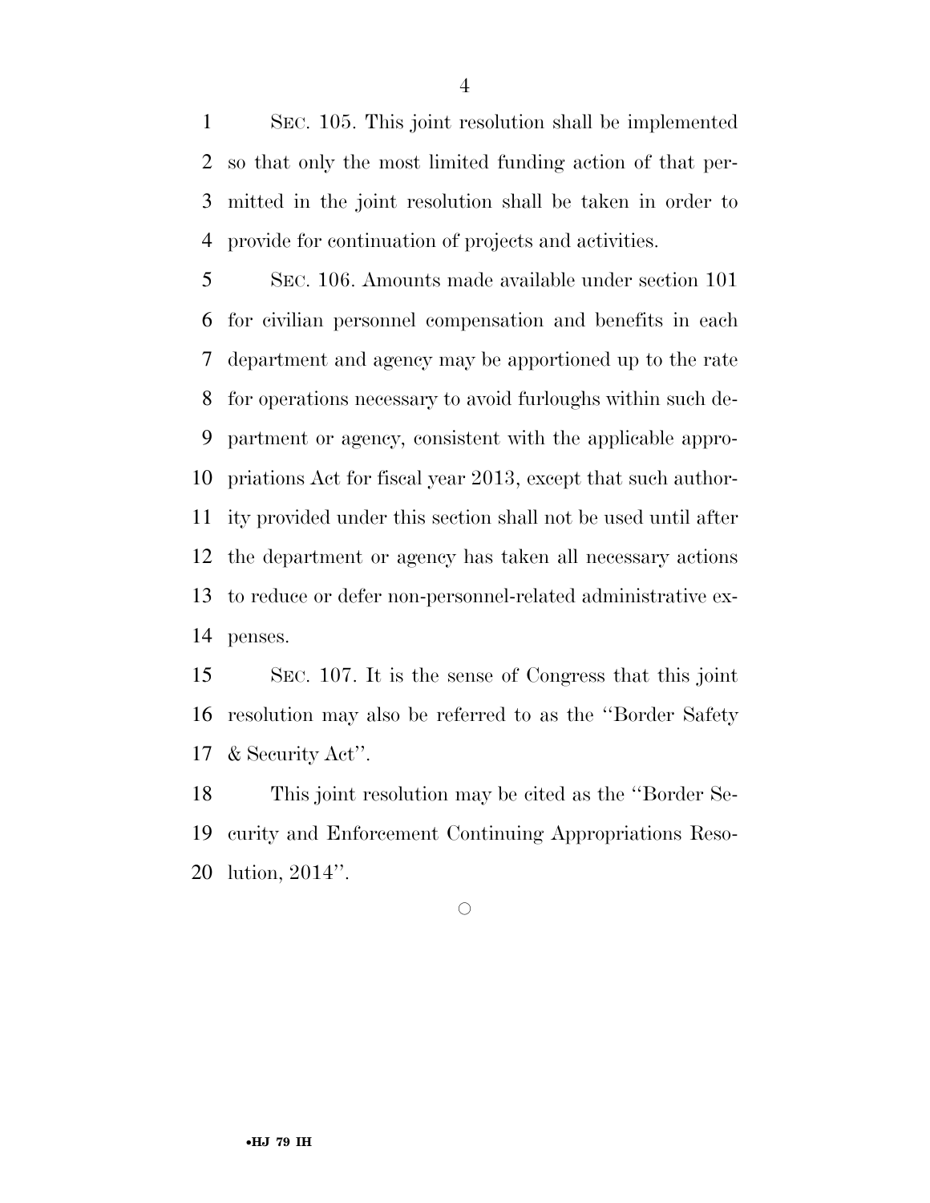SEC. 105. This joint resolution shall be implemented so that only the most limited funding action of that permitted in the joint resolution shall be taken in order to provide for continuation of projects and activities.

SEC. 106. Amounts made available under section 101 for civilian personnel compensation and benefits in each department and agency may be apportioned up to the rate for operations necessary to avoid furloughs within such department or agency, consistent with the applicable appropriations Act for fiscal year 2013, except that such authority provided under this section shall not be used until after the department or agency has taken all necessary actions to reduce or defer non-personnel-related administrative expenses.

SEC. 107. It is the sense of Congress that this joint resolution may also be referred to as the ''Border Safety & Security Act''.

This joint resolution may be cited as the ''Border Security and Enforcement Continuing Appropriations Resolution, 2014''.